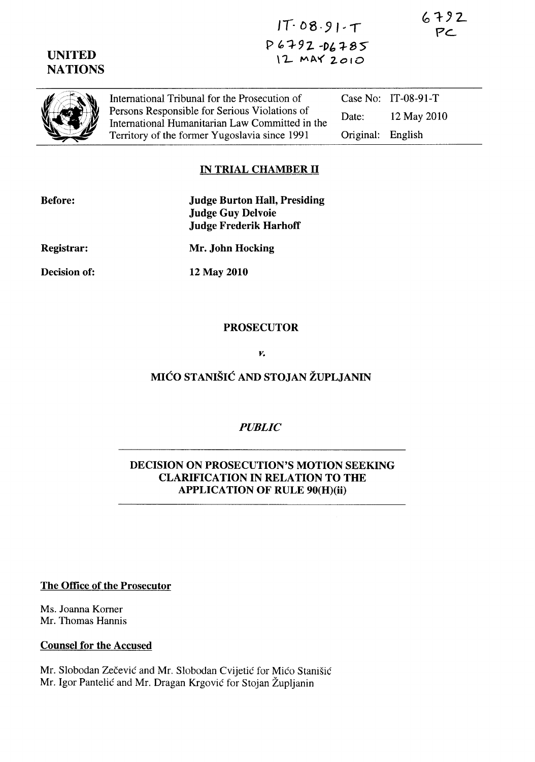IT-08-91-T
P6792-D6785
12 MAY 2010

6792
PC

**UNITED NATIONS**

| International Tribunal for the Prosecution of Persons Responsible for Serious Violations of International Humanitarian Law Committed in the Territory of the former Yugoslavia since 1991 | Case No: | IT-08-91-T |
|---|---|---|
| | Date: | 12 May 2010 |
| | Original: | English |

## IN TRIAL CHAMBER II

**Before:** **Judge Burton Hall, Presiding**
**Judge Guy Delvoie**
**Judge Frederik Harhoff**

**Registrar:** **Mr. John Hocking**

**Decision of:** **12 May 2010**

**PROSECUTOR**

*v.*

**MIĆO STANIŠIĆ AND STOJAN ŽUPLJANIN**

*PUBLIC*

**DECISION ON PROSECUTION'S MOTION SEEKING CLARIFICATION IN RELATION TO THE APPLICATION OF RULE 90(H)(ii)**

**The Office of the Prosecutor**

Ms. Joanna Korner
Mr. Thomas Hannis

**Counsel for the Accused**

Mr. Slobodan Zečević and Mr. Slobodan Cvijetić for Mićo Stanišić
Mr. Igor Pantelić and Mr. Dragan Krgović for Stojan Župljanin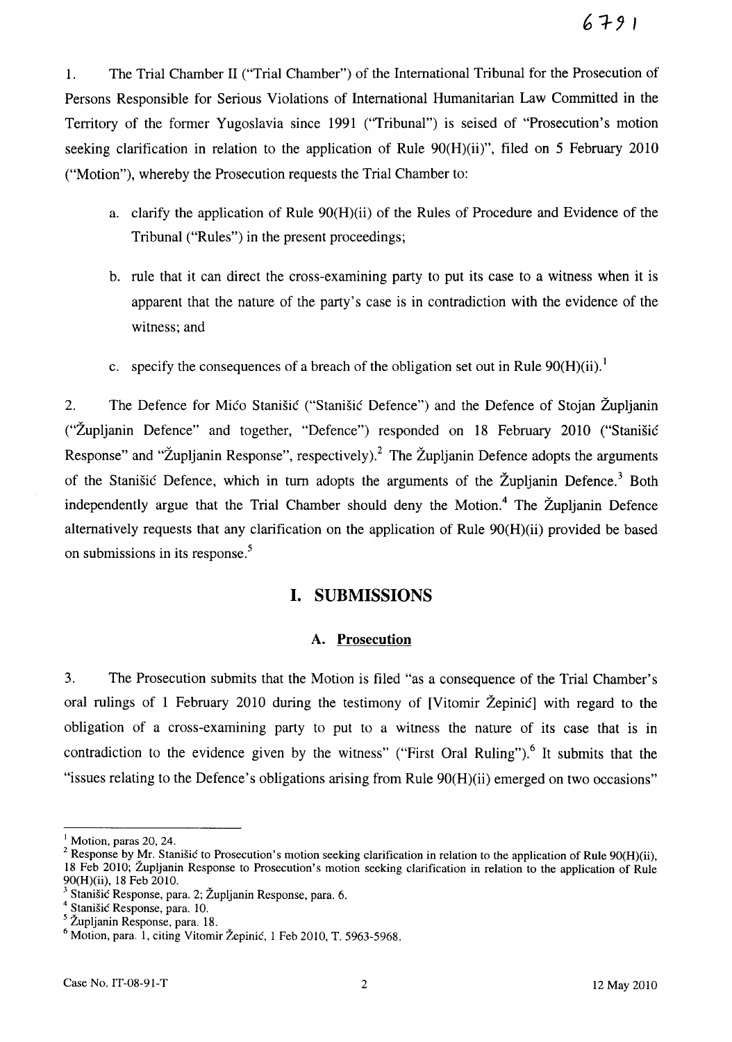1. The Trial Chamber II ("Trial Chamber") of the International Tribunal for the Prosecution of Persons Responsible for Serious Violations of International Humanitarian Law Committed in the Territory of the former Yugoslavia since 1991 ("Tribunal") is seised of "Prosecution's motion seeking clarification in relation to the application of Rule 90(H)(ii)", filed on 5 February 2010 ("Motion"), whereby the Prosecution requests the Trial Chamber to:

   a. clarify the application of Rule 90(H)(ii) of the Rules of Procedure and Evidence of the Tribunal ("Rules") in the present proceedings;

   b. rule that it can direct the cross-examining party to put its case to a witness when it is apparent that the nature of the party's case is in contradiction with the evidence of the witness; and

   c. specify the consequences of a breach of the obligation set out in Rule 90(H)(ii).[1]

2. The Defence for Mićo Stanišić ("Stanišić Defence") and the Defence of Stojan Župljanin ("Župljanin Defence" and together, "Defence") responded on 18 February 2010 ("Stanišić Response" and "Župljanin Response", respectively).[2] The Župljanin Defence adopts the arguments of the Stanišić Defence, which in turn adopts the arguments of the Župljanin Defence.[3] Both independently argue that the Trial Chamber should deny the Motion.[4] The Župljanin Defence alternatively requests that any clarification on the application of Rule 90(H)(ii) provided be based on submissions in its response.[5]

## I. SUBMISSIONS

### A. Prosecution

3. The Prosecution submits that the Motion is filed "as a consequence of the Trial Chamber's oral rulings of 1 February 2010 during the testimony of [Vitomir Žepinić] with regard to the obligation of a cross-examining party to put to a witness the nature of its case that is in contradiction to the evidence given by the witness" ("First Oral Ruling").[6] It submits that the "issues relating to the Defence's obligations arising from Rule 90(H)(ii) emerged on two occasions"

---

[1] Motion, paras 20, 24.

[2] Response by Mr. Stanišić to Prosecution's motion seeking clarification in relation to the application of Rule 90(H)(ii), 18 Feb 2010; Župljanin Response to Prosecution's motion seeking clarification in relation to the application of Rule 90(H)(ii), 18 Feb 2010.

[3] Stanišić Response, para. 2; Župljanin Response, para. 6.

[4] Stanišić Response, para. 10.

[5] Župljanin Response, para. 18.

[6] Motion, para. 1, citing Vitomir Žepinić, 1 Feb 2010, T. 5963-5968.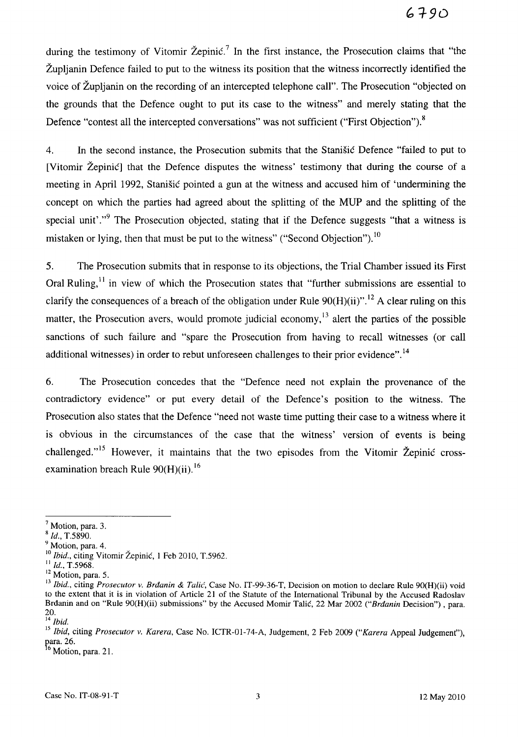during the testimony of Vitomir Žepinić.[7] In the first instance, the Prosecution claims that "the Župljanin Defence failed to put to the witness its position that the witness incorrectly identified the voice of Župljanin on the recording of an intercepted telephone call". The Prosecution "objected on the grounds that the Defence ought to put its case to the witness" and merely stating that the Defence "contest all the intercepted conversations" was not sufficient ("First Objection").[8]

4. In the second instance, the Prosecution submits that the Stanišić Defence "failed to put to [Vitomir Žepinić] that the Defence disputes the witness' testimony that during the course of a meeting in April 1992, Stanišić pointed a gun at the witness and accused him of 'undermining the concept on which the parties had agreed about the splitting of the MUP and the splitting of the special unit'."[9] The Prosecution objected, stating that if the Defence suggests "that a witness is mistaken or lying, then that must be put to the witness" ("Second Objection").[10]

5. The Prosecution submits that in response to its objections, the Trial Chamber issued its First Oral Ruling,[11] in view of which the Prosecution states that "further submissions are essential to clarify the consequences of a breach of the obligation under Rule 90(H)(ii)".[12] A clear ruling on this matter, the Prosecution avers, would promote judicial economy,[13] alert the parties of the possible sanctions of such failure and "spare the Prosecution from having to recall witnesses (or call additional witnesses) in order to rebut unforeseen challenges to their prior evidence".[14]

6. The Prosecution concedes that the "Defence need not explain the provenance of the contradictory evidence" or put every detail of the Defence's position to the witness. The Prosecution also states that the Defence "need not waste time putting their case to a witness where it is obvious in the circumstances of the case that the witness' version of events is being challenged."[15] However, it maintains that the two episodes from the Vitomir Žepinić cross-examination breach Rule 90(H)(ii).[16]

---

[7] Motion, para. 3.

[8] *Id.*, T.5890.

[9] Motion, para. 4.

[10] *Ibid.*, citing Vitomir Žepinić, 1 Feb 2010, T.5962.

[11] *Id.*, T.5968.

[12] Motion, para. 5.

[13] *Ibid.*, citing *Prosecutor v. Brđanin & Talić*, Case No. IT-99-36-T, Decision on motion to declare Rule 90(H)(ii) void to the extent that it is in violation of Article 21 of the Statute of the International Tribunal by the Accused Radoslav Brđanin and on "Rule 90(H)(ii) submissions" by the Accused Momir Talić, 22 Mar 2002 ("*Brđanin* Decision"), para. 20.

[14] *Ibid.*

[15] *Ibid*, citing *Prosecutor v. Karera*, Case No. ICTR-01-74-A, Judgement, 2 Feb 2009 ("*Karera* Appeal Judgement"), para. 26.

[16] Motion, para. 21.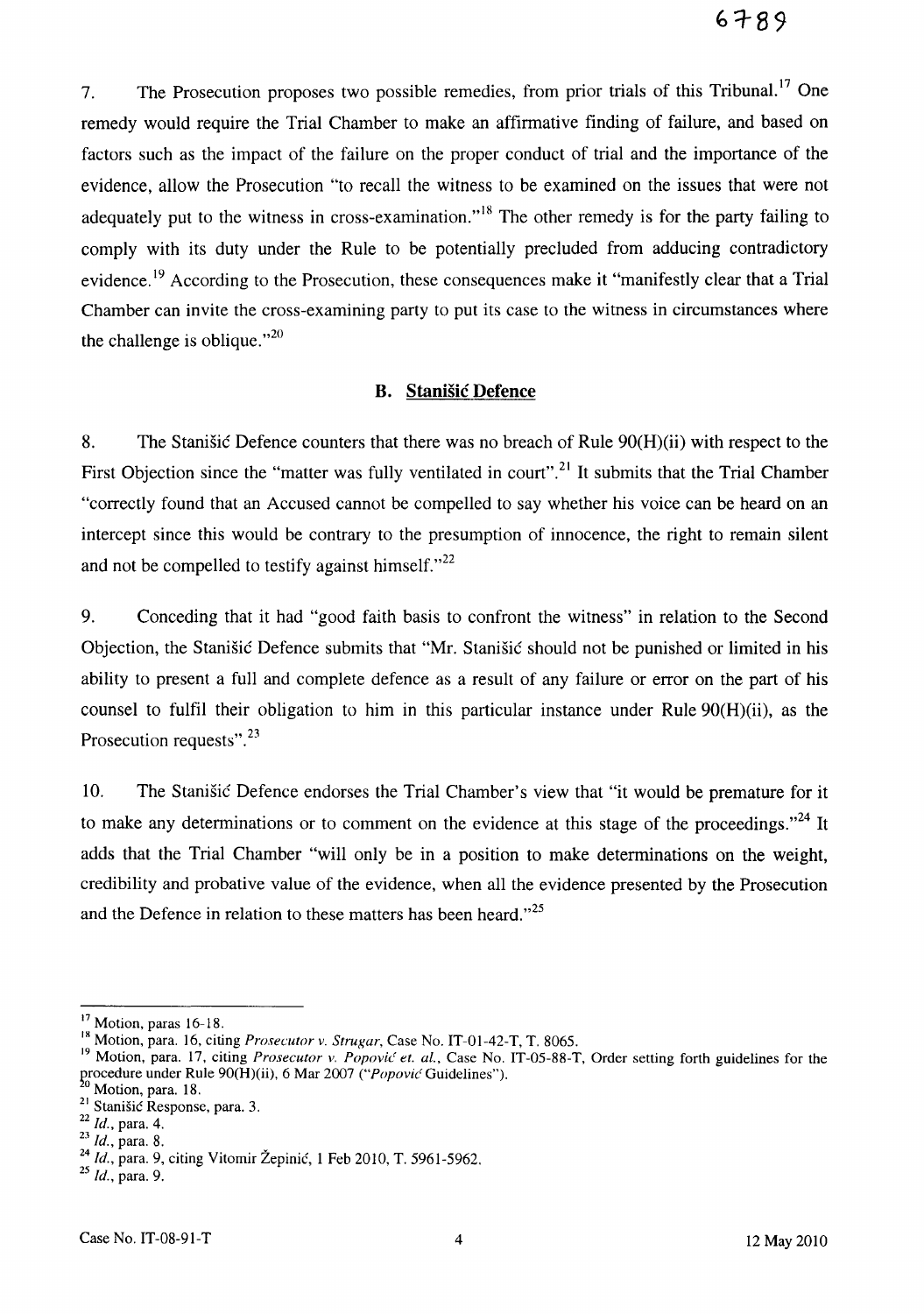7. The Prosecution proposes two possible remedies, from prior trials of this Tribunal.[17] One remedy would require the Trial Chamber to make an affirmative finding of failure, and based on factors such as the impact of the failure on the proper conduct of trial and the importance of the evidence, allow the Prosecution "to recall the witness to be examined on the issues that were not adequately put to the witness in cross-examination."[18] The other remedy is for the party failing to comply with its duty under the Rule to be potentially precluded from adducing contradictory evidence.[19] According to the Prosecution, these consequences make it "manifestly clear that a Trial Chamber can invite the cross-examining party to put its case to the witness in circumstances where the challenge is oblique."[20]

### B. Stanišić Defence

8. The Stanišić Defence counters that there was no breach of Rule 90(H)(ii) with respect to the First Objection since the "matter was fully ventilated in court".[21] It submits that the Trial Chamber "correctly found that an Accused cannot be compelled to say whether his voice can be heard on an intercept since this would be contrary to the presumption of innocence, the right to remain silent and not be compelled to testify against himself."[22]

9. Conceding that it had "good faith basis to confront the witness" in relation to the Second Objection, the Stanišić Defence submits that "Mr. Stanišić should not be punished or limited in his ability to present a full and complete defence as a result of any failure or error on the part of his counsel to fulfil their obligation to him in this particular instance under Rule 90(H)(ii), as the Prosecution requests".[23]

10. The Stanišić Defence endorses the Trial Chamber's view that "it would be premature for it to make any determinations or to comment on the evidence at this stage of the proceedings."[24] It adds that the Trial Chamber "will only be in a position to make determinations on the weight, credibility and probative value of the evidence, when all the evidence presented by the Prosecution and the Defence in relation to these matters has been heard."[25]

---

[17] Motion, paras 16-18.

[18] Motion, para. 16, citing *Prosecutor v. Strugar*, Case No. IT-01-42-T, T. 8065.

[19] Motion, para. 17, citing *Prosecutor v. Popović et. al.*, Case No. IT-05-88-T, Order setting forth guidelines for the procedure under Rule 90(H)(ii), 6 Mar 2007 ("*Popović* Guidelines").

[20] Motion, para. 18.

[21] Stanišić Response, para. 3.

[22] *Id.*, para. 4.

[23] *Id.*, para. 8.

[24] *Id.*, para. 9, citing Vitomir Žepinić, 1 Feb 2010, T. 5961-5962.

[25] *Id.*, para. 9.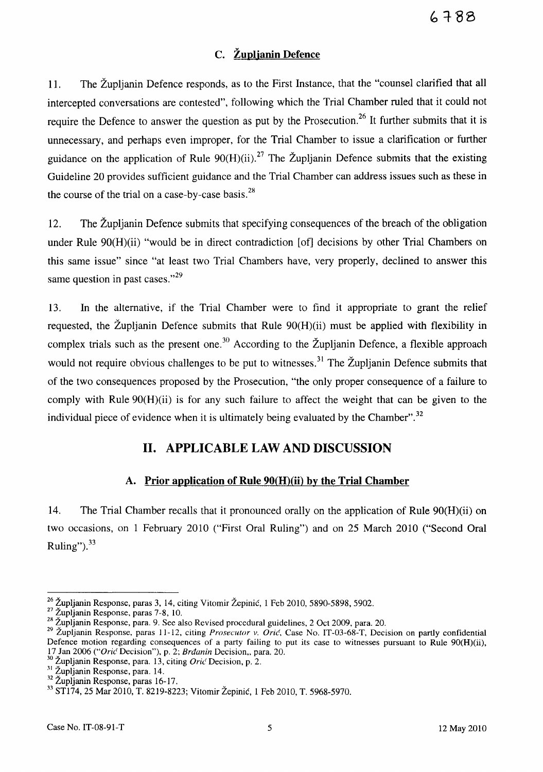### C. Župljanin Defence

11. The Župljanin Defence responds, as to the First Instance, that the "counsel clarified that all intercepted conversations are contested", following which the Trial Chamber ruled that it could not require the Defence to answer the question as put by the Prosecution.[26] It further submits that it is unnecessary, and perhaps even improper, for the Trial Chamber to issue a clarification or further guidance on the application of Rule 90(H)(ii).[27] The Župljanin Defence submits that the existing Guideline 20 provides sufficient guidance and the Trial Chamber can address issues such as these in the course of the trial on a case-by-case basis.[28]

12. The Župljanin Defence submits that specifying consequences of the breach of the obligation under Rule 90(H)(ii) "would be in direct contradiction [of] decisions by other Trial Chambers on this same issue" since "at least two Trial Chambers have, very properly, declined to answer this same question in past cases."[29]

13. In the alternative, if the Trial Chamber were to find it appropriate to grant the relief requested, the Župljanin Defence submits that Rule 90(H)(ii) must be applied with flexibility in complex trials such as the present one.[30] According to the Župljanin Defence, a flexible approach would not require obvious challenges to be put to witnesses.[31] The Župljanin Defence submits that of the two consequences proposed by the Prosecution, "the only proper consequence of a failure to comply with Rule 90(H)(ii) is for any such failure to affect the weight that can be given to the individual piece of evidence when it is ultimately being evaluated by the Chamber".[32]

## II. APPLICABLE LAW AND DISCUSSION

### A. Prior application of Rule 90(H)(ii) by the Trial Chamber

14. The Trial Chamber recalls that it pronounced orally on the application of Rule 90(H)(ii) on two occasions, on 1 February 2010 ("First Oral Ruling") and on 25 March 2010 ("Second Oral Ruling").[33]

---

[26] Župljanin Response, paras 3, 14, citing Vitomir Žepinić, 1 Feb 2010, 5890-5898, 5902.

[27] Župljanin Response, paras 7-8, 10.

[28] Župljanin Response, para. 9. See also Revised procedural guidelines, 2 Oct 2009, para. 20.

[29] Župljanin Response, paras 11-12, citing *Prosecutor v. Orić*, Case No. IT-03-68-T, Decision on partly confidential Defence motion regarding consequences of a party failing to put its case to witnesses pursuant to Rule 90(H)(ii), 17 Jan 2006 ("*Orić* Decision"), p. 2; *Brđanin* Decision,, para. 20.

[30] Župljanin Response, para. 13, citing *Orić* Decision, p. 2.

[31] Župljanin Response, para. 14.

[32] Župljanin Response, paras 16-17.

[33] ST174, 25 Mar 2010, T. 8219-8223; Vitomir Žepinić, 1 Feb 2010, T. 5968-5970.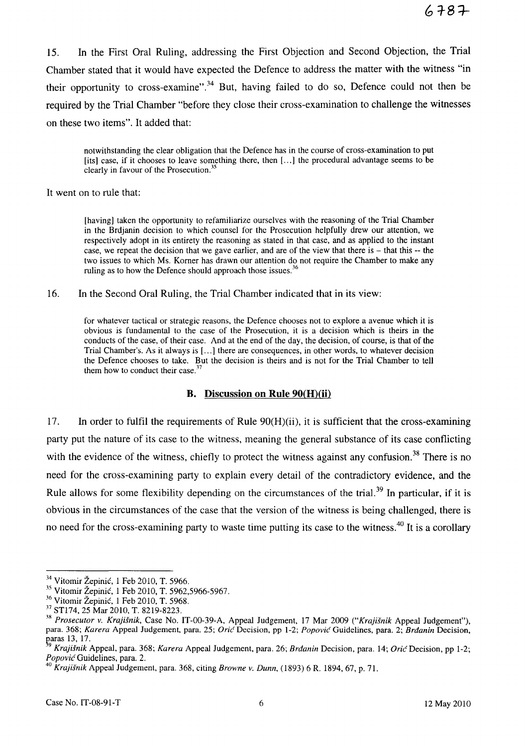15. In the First Oral Ruling, addressing the First Objection and Second Objection, the Trial Chamber stated that it would have expected the Defence to address the matter with the witness "in their opportunity to cross-examine".[34] But, having failed to do so, Defence could not then be required by the Trial Chamber "before they close their cross-examination to challenge the witnesses on these two items". It added that:

> notwithstanding the clear obligation that the Defence has in the course of cross-examination to put [its] case, if it chooses to leave something there, then [...] the procedural advantage seems to be clearly in favour of the Prosecution.[35]

It went on to rule that:

> [having] taken the opportunity to refamiliarize ourselves with the reasoning of the Trial Chamber in the Brdjanin decision to which counsel for the Prosecution helpfully drew our attention, we respectively adopt in its entirety the reasoning as stated in that case, and as applied to the instant case, we repeat the decision that we gave earlier, and are of the view that there is – that this -- the two issues to which Ms. Korner has drawn our attention do not require the Chamber to make any ruling as to how the Defence should approach those issues.[36]

16. In the Second Oral Ruling, the Trial Chamber indicated that in its view:

> for whatever tactical or strategic reasons, the Defence chooses not to explore a avenue which it is obvious is fundamental to the case of the Prosecution, it is a decision which is theirs in the conducts of the case, of their case. And at the end of the day, the decision, of course, is that of the Trial Chamber's. As it always is [...] there are consequences, in other words, to whatever decision the Defence chooses to take. But the decision is theirs and is not for the Trial Chamber to tell them how to conduct their case.[37]

### B. Discussion on Rule 90(H)(ii)

17. In order to fulfil the requirements of Rule 90(H)(ii), it is sufficient that the cross-examining party put the nature of its case to the witness, meaning the general substance of its case conflicting with the evidence of the witness, chiefly to protect the witness against any confusion.[38] There is no need for the cross-examining party to explain every detail of the contradictory evidence, and the Rule allows for some flexibility depending on the circumstances of the trial.[39] In particular, if it is obvious in the circumstances of the case that the version of the witness is being challenged, there is no need for the cross-examining party to waste time putting its case to the witness.[40] It is a corollary

---

[34] Vitomir Žepinić, 1 Feb 2010, T. 5966.

[35] Vitomir Žepinić, 1 Feb 2010, T. 5962,5966-5967.

[36] Vitomir Žepinić, 1 Feb 2010, T. 5968.

[37] ST174, 25 Mar 2010, T. 8219-8223.

[38] *Prosecutor v. Krajišnik*, Case No. IT-00-39-A, Appeal Judgement, 17 Mar 2009 ("*Krajišnik* Appeal Judgement"), para. 368; *Karera* Appeal Judgement, para. 25; *Orić* Decision, pp 1-2; *Popović* Guidelines, para. 2; *Brđanin* Decision, paras 13, 17.

[39] *Krajišnik* Appeal, para. 368; *Karera* Appeal Judgement, para. 26; *Brđanin* Decision, para. 14; *Orić* Decision, pp 1-2; *Popović* Guidelines, para. 2.

[40] *Krajišnik* Appeal Judgement, para. 368, citing *Browne v. Dunn*, (1893) 6 R. 1894, 67, p. 71.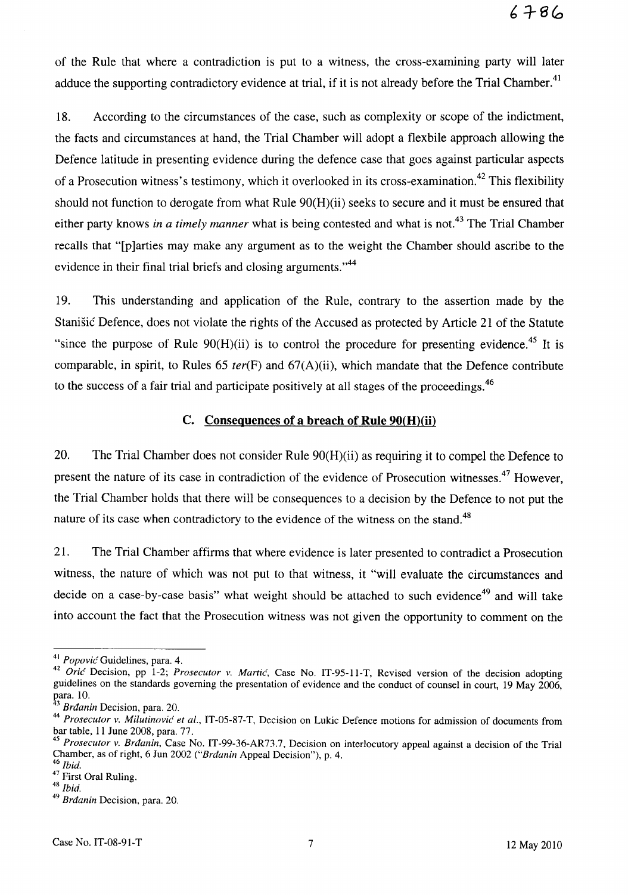of the Rule that where a contradiction is put to a witness, the cross-examining party will later adduce the supporting contradictory evidence at trial, if it is not already before the Trial Chamber.[41]

18. According to the circumstances of the case, such as complexity or scope of the indictment, the facts and circumstances at hand, the Trial Chamber will adopt a flexbile approach allowing the Defence latitude in presenting evidence during the defence case that goes against particular aspects of a Prosecution witness's testimony, which it overlooked in its cross-examination.[42] This flexibility should not function to derogate from what Rule 90(H)(ii) seeks to secure and it must be ensured that either party knows *in a timely manner* what is being contested and what is not.[43] The Trial Chamber recalls that "[p]arties may make any argument as to the weight the Chamber should ascribe to the evidence in their final trial briefs and closing arguments."[44]

19. This understanding and application of the Rule, contrary to the assertion made by the Stanišić Defence, does not violate the rights of the Accused as protected by Article 21 of the Statute "since the purpose of Rule 90(H)(ii) is to control the procedure for presenting evidence.[45] It is comparable, in spirit, to Rules 65 *ter*(F) and 67(A)(ii), which mandate that the Defence contribute to the success of a fair trial and participate positively at all stages of the proceedings.[46]

### C. Consequences of a breach of Rule 90(H)(ii)

20. The Trial Chamber does not consider Rule 90(H)(ii) as requiring it to compel the Defence to present the nature of its case in contradiction of the evidence of Prosecution witnesses.[47] However, the Trial Chamber holds that there will be consequences to a decision by the Defence to not put the nature of its case when contradictory to the evidence of the witness on the stand.[48]

21. The Trial Chamber affirms that where evidence is later presented to contradict a Prosecution witness, the nature of which was not put to that witness, it "will evaluate the circumstances and decide on a case-by-case basis" what weight should be attached to such evidence[49] and will take into account the fact that the Prosecution witness was not given the opportunity to comment on the

---

[41] *Popović* Guidelines, para. 4.

[42] *Orić* Decision, pp 1-2; *Prosecutor v. Martić*, Case No. IT-95-11-T, Revised version of the decision adopting guidelines on the standards governing the presentation of evidence and the conduct of counsel in court, 19 May 2006, para. 10.

[43] *Brđanin* Decision, para. 20.

[44] *Prosecutor v. Milutinović et al.*, IT-05-87-T, Decision on Lukic Defence motions for admission of documents from bar table, 11 June 2008, para. 77.

[45] *Prosecutor v. Brđanin*, Case No. IT-99-36-AR73.7, Decision on interlocutory appeal against a decision of the Trial Chamber, as of right, 6 Jun 2002 ("*Brđanin* Appeal Decision"), p. 4.

[46] *Ibid.*

[47] First Oral Ruling.

[48] *Ibid.*

[49] *Brđanin* Decision, para. 20.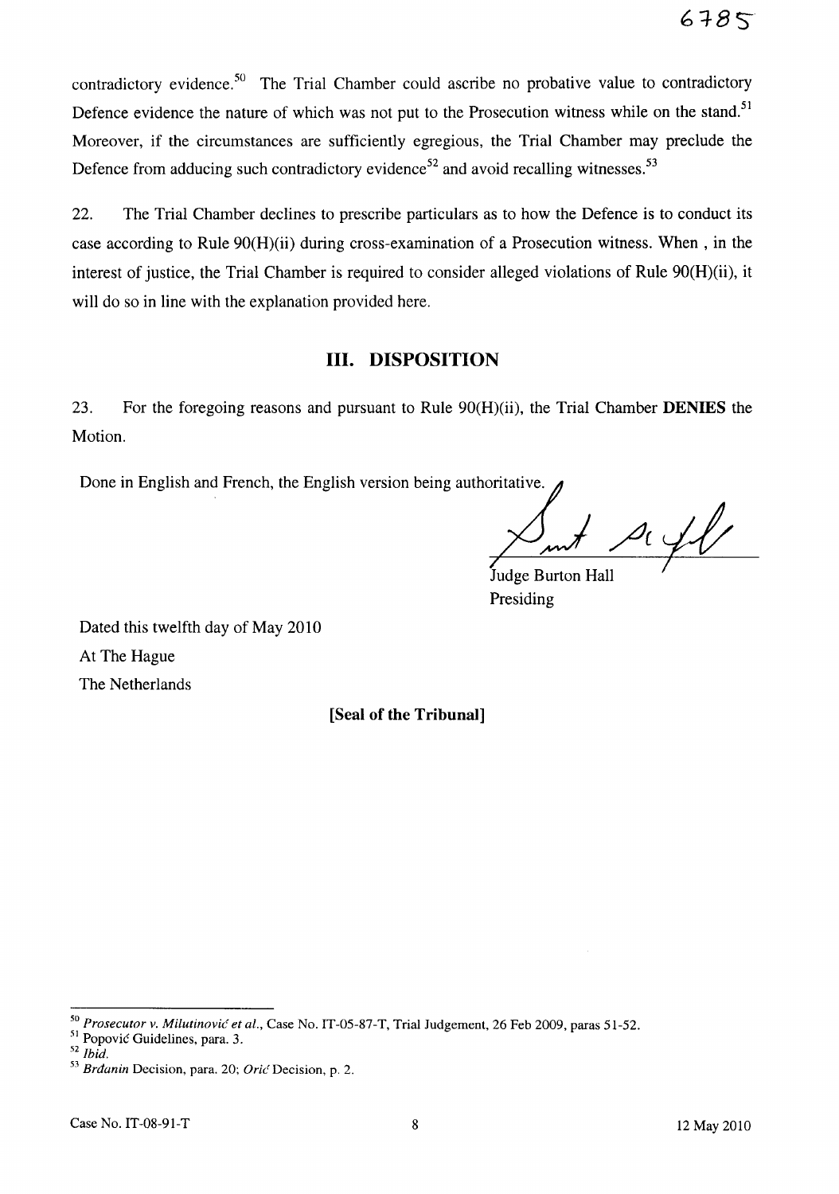contradictory evidence.[50] The Trial Chamber could ascribe no probative value to contradictory Defence evidence the nature of which was not put to the Prosecution witness while on the stand.[51] Moreover, if the circumstances are sufficiently egregious, the Trial Chamber may preclude the Defence from adducing such contradictory evidence[52] and avoid recalling witnesses.[53]

22. The Trial Chamber declines to prescribe particulars as to how the Defence is to conduct its case according to Rule 90(H)(ii) during cross-examination of a Prosecution witness. When , in the interest of justice, the Trial Chamber is required to consider alleged violations of Rule 90(H)(ii), it will do so in line with the explanation provided here.

## III. DISPOSITION

23. For the foregoing reasons and pursuant to Rule 90(H)(ii), the Trial Chamber **DENIES** the Motion.

Done in English and French, the English version being authoritative.

Judge Burton Hall
Presiding

Dated this twelfth day of May 2010
At The Hague
The Netherlands

**[Seal of the Tribunal]**

---

[50] *Prosecutor v. Milutinović et al.*, Case No. IT-05-87-T, Trial Judgement, 26 Feb 2009, paras 51-52.

[51] Popović Guidelines, para. 3.

[52] *Ibid.*

[53] *Brđanin* Decision, para. 20; *Orić* Decision, p. 2.